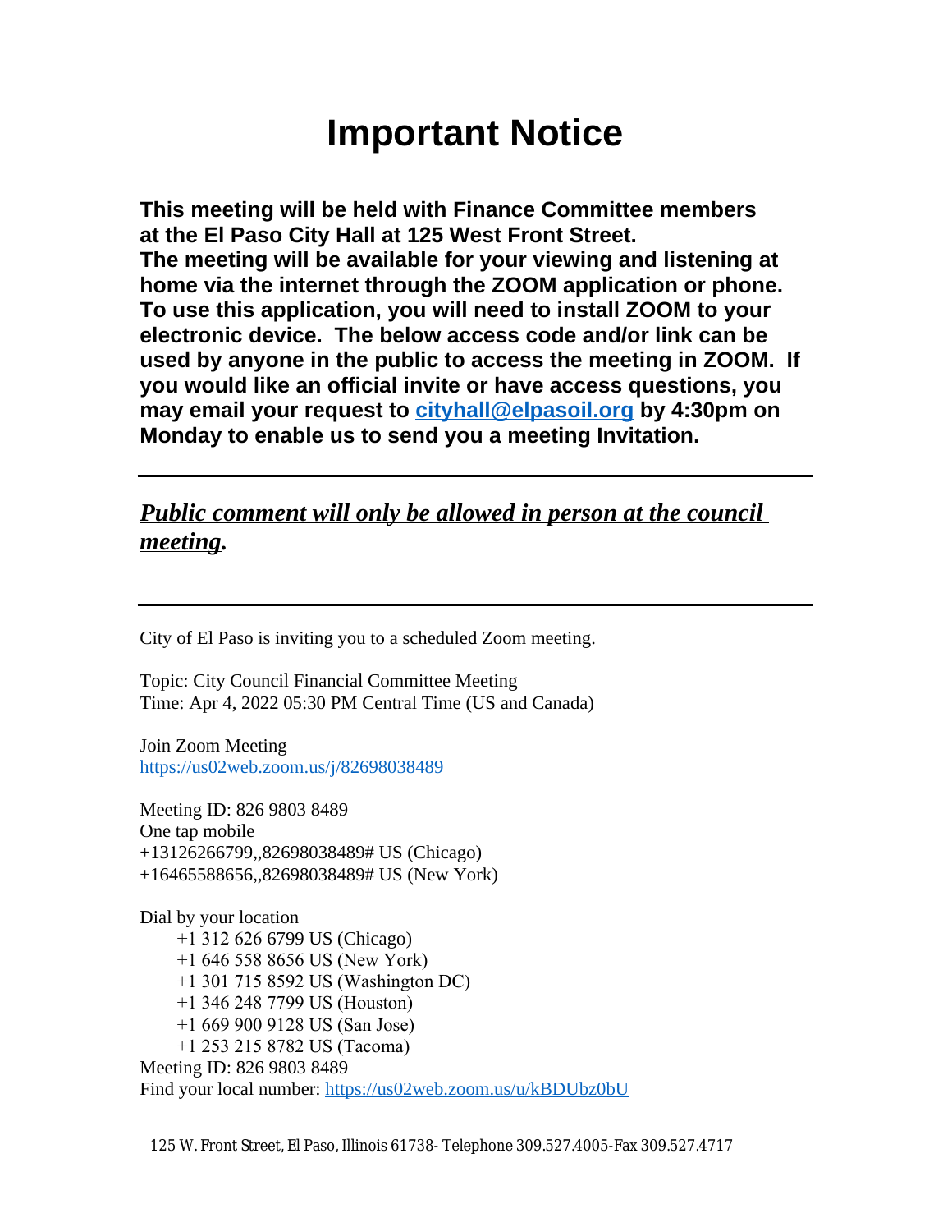# Important Notice

**This meeting will be held with Finance Committee members at the El Paso City Hall at 125 West Front Street. The meeting will be available for your viewing and listening at home via the internet through the ZOOM application or phone. To use this application, you will need to install ZOOM to your electronic device. The below access code and/or link can be used by anyone in the public to access the meeting in ZOOM. If you would like an official invite or have access questions, you may email your request to [cityhall@elpasoil.org](mailto:cityhall@elpasoil.org) by 4:30pm on Monday to enable us to send you a meeting Invitation.**

---

***Public comment will only be allowed in person at the council meeting.***

---

City of El Paso is inviting you to a scheduled Zoom meeting.

Topic: City Council Financial Committee Meeting
Time: Apr 4, 2022 05:30 PM Central Time (US and Canada)

Join Zoom Meeting
https://us02web.zoom.us/j/82698038489

Meeting ID: 826 9803 8489
One tap mobile
+13126266799,,82698038489# US (Chicago)
+16465588656,,82698038489# US (New York)

Dial by your location
- +1 312 626 6799 US (Chicago)
- +1 646 558 8656 US (New York)
- +1 301 715 8592 US (Washington DC)
- +1 346 248 7799 US (Houston)
- +1 669 900 9128 US (San Jose)
- +1 253 215 8782 US (Tacoma)

Meeting ID: 826 9803 8489
Find your local number: https://us02web.zoom.us/u/kBDUbz0bU

125 W. Front Street, El Paso, Illinois 61738- Telephone 309.527.4005-Fax 309.527.4717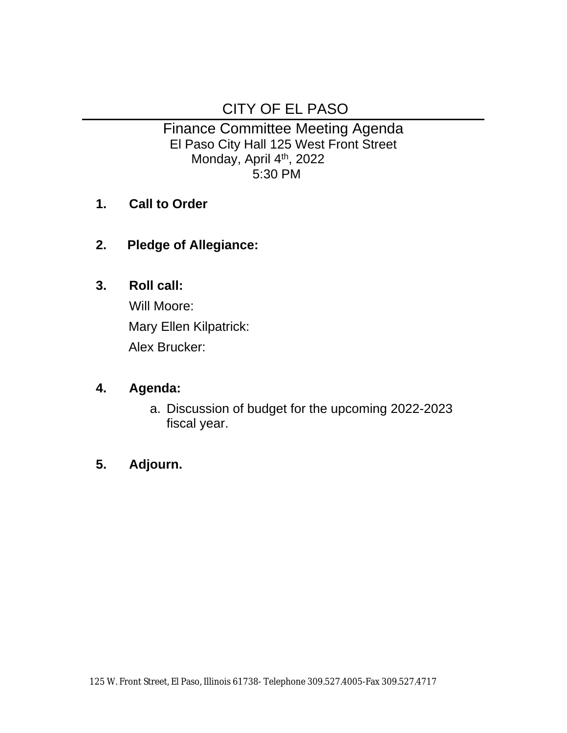# CITY OF EL PASO

## Finance Committee Meeting Agenda

El Paso City Hall 125 West Front Street

Monday, April 4th, 2022

5:30 PM

1. **Call to Order**

2. **Pledge of Allegiance:**

3. **Roll call:**

   Will Moore:

   Mary Ellen Kilpatrick:

   Alex Brucker:

4. **Agenda:**

   a. Discussion of budget for the upcoming 2022-2023 fiscal year.

5. **Adjourn.**

125 W. Front Street, El Paso, Illinois 61738- Telephone 309.527.4005-Fax 309.527.4717